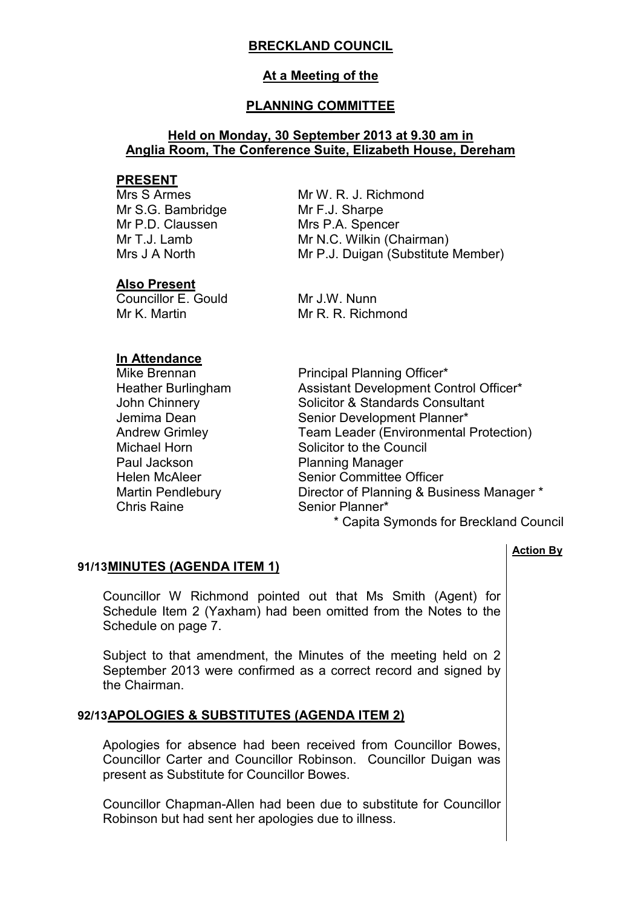# BRECKLAND COUNCIL

## At a Meeting of the

## PLANNING COMMITTEE

### Held on Monday, 30 September 2013 at 9.30 am in Anglia Room, The Conference Suite, Elizabeth House, Dereham

**PRESENT**

| | |
|---|---|
| Mrs S Armes | Mr W. R. J. Richmond |
| Mr S.G. Bambridge | Mr F.J. Sharpe |
| Mr P.D. Claussen | Mrs P.A. Spencer |
| Mr T.J. Lamb | Mr N.C. Wilkin (Chairman) |
| Mrs J A North | Mr P.J. Duigan (Substitute Member) |

**Also Present**

| | |
|---|---|
| Councillor E. Gould | Mr J.W. Nunn |
| Mr K. Martin | Mr R. R. Richmond |

**In Attendance**

| | |
|---|---|
| Mike Brennan | Principal Planning Officer* |
| Heather Burlingham | Assistant Development Control Officer* |
| John Chinnery | Solicitor & Standards Consultant |
| Jemima Dean | Senior Development Planner* |
| Andrew Grimley | Team Leader (Environmental Protection) |
| Michael Horn | Solicitor to the Council |
| Paul Jackson | Planning Manager |
| Helen McAleer | Senior Committee Officer |
| Martin Pendlebury | Director of Planning & Business Manager * |
| Chris Raine | Senior Planner* |

\* Capita Symonds for Breckland Council

**Action By**

**91/13 MINUTES (AGENDA ITEM 1)**

Councillor W Richmond pointed out that Ms Smith (Agent) for Schedule Item 2 (Yaxham) had been omitted from the Notes to the Schedule on page 7.

Subject to that amendment, the Minutes of the meeting held on 2 September 2013 were confirmed as a correct record and signed by the Chairman.

**92/13 APOLOGIES & SUBSTITUTES (AGENDA ITEM 2)**

Apologies for absence had been received from Councillor Bowes, Councillor Carter and Councillor Robinson. Councillor Duigan was present as Substitute for Councillor Bowes.

Councillor Chapman-Allen had been due to substitute for Councillor Robinson but had sent her apologies due to illness.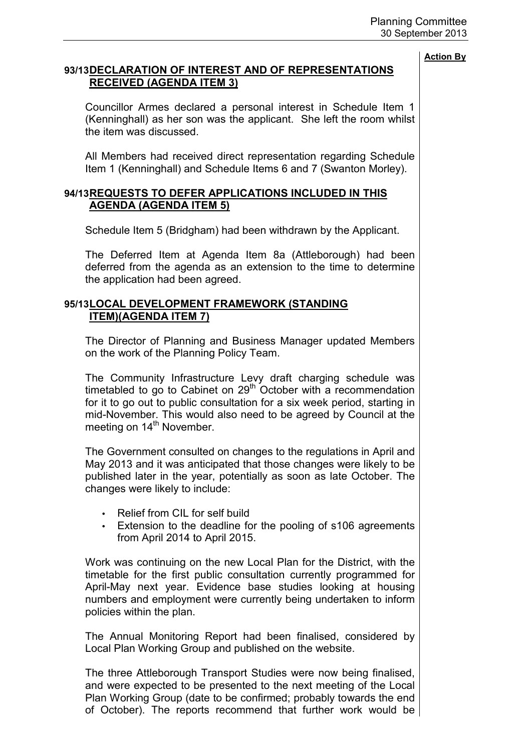**Action By**

## 93/13 DECLARATION OF INTEREST AND OF REPRESENTATIONS RECEIVED (AGENDA ITEM 3)

Councillor Armes declared a personal interest in Schedule Item 1 (Kenninghall) as her son was the applicant. She left the room whilst the item was discussed.

All Members had received direct representation regarding Schedule Item 1 (Kenninghall) and Schedule Items 6 and 7 (Swanton Morley).

## 94/13 REQUESTS TO DEFER APPLICATIONS INCLUDED IN THIS AGENDA (AGENDA ITEM 5)

Schedule Item 5 (Bridgham) had been withdrawn by the Applicant.

The Deferred Item at Agenda Item 8a (Attleborough) had been deferred from the agenda as an extension to the time to determine the application had been agreed.

## 95/13 LOCAL DEVELOPMENT FRAMEWORK (STANDING ITEM)(AGENDA ITEM 7)

The Director of Planning and Business Manager updated Members on the work of the Planning Policy Team.

The Community Infrastructure Levy draft charging schedule was timetabled to go to Cabinet on 29th October with a recommendation for it to go out to public consultation for a six week period, starting in mid-November. This would also need to be agreed by Council at the meeting on 14th November.

The Government consulted on changes to the regulations in April and May 2013 and it was anticipated that those changes were likely to be published later in the year, potentially as soon as late October. The changes were likely to include:

- Relief from CIL for self build
- Extension to the deadline for the pooling of s106 agreements from April 2014 to April 2015.

Work was continuing on the new Local Plan for the District, with the timetable for the first public consultation currently programmed for April-May next year. Evidence base studies looking at housing numbers and employment were currently being undertaken to inform policies within the plan.

The Annual Monitoring Report had been finalised, considered by Local Plan Working Group and published on the website.

The three Attleborough Transport Studies were now being finalised, and were expected to be presented to the next meeting of the Local Plan Working Group (date to be confirmed; probably towards the end of October). The reports recommend that further work would be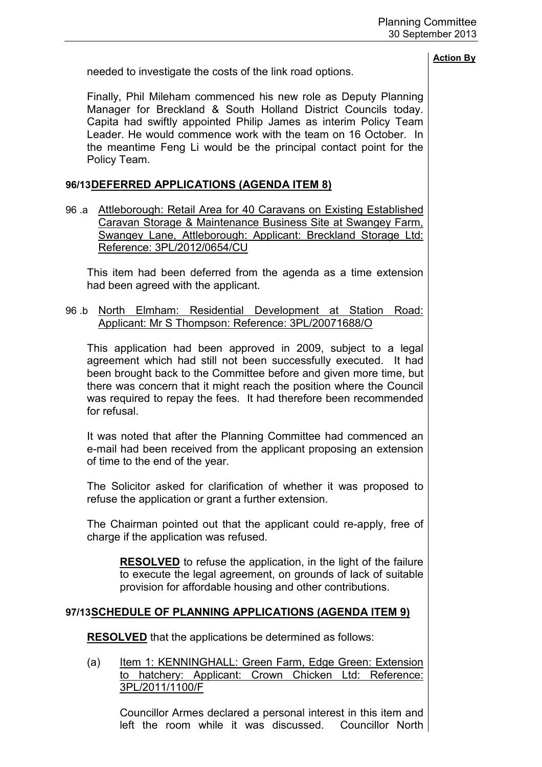needed to investigate the costs of the link road options.

Finally, Phil Mileham commenced his new role as Deputy Planning Manager for Breckland & South Holland District Councils today. Capita had swiftly appointed Philip James as interim Policy Team Leader. He would commence work with the team on 16 October. In the meantime Feng Li would be the principal contact point for the Policy Team.

## 96/13 DEFERRED APPLICATIONS (AGENDA ITEM 8)

96 .a Attleborough: Retail Area for 40 Caravans on Existing Established Caravan Storage & Maintenance Business Site at Swangey Farm, Swangey Lane, Attleborough: Applicant: Breckland Storage Ltd: Reference: 3PL/2012/0654/CU

This item had been deferred from the agenda as a time extension had been agreed with the applicant.

96 .b North Elmham: Residential Development at Station Road: Applicant: Mr S Thompson: Reference: 3PL/20071688/O

This application had been approved in 2009, subject to a legal agreement which had still not been successfully executed. It had been brought back to the Committee before and given more time, but there was concern that it might reach the position where the Council was required to repay the fees. It had therefore been recommended for refusal.

It was noted that after the Planning Committee had commenced an e-mail had been received from the applicant proposing an extension of time to the end of the year.

The Solicitor asked for clarification of whether it was proposed to refuse the application or grant a further extension.

The Chairman pointed out that the applicant could re-apply, free of charge if the application was refused.

> **RESOLVED** to refuse the application, in the light of the failure to execute the legal agreement, on grounds of lack of suitable provision for affordable housing and other contributions.

## 97/13 SCHEDULE OF PLANNING APPLICATIONS (AGENDA ITEM 9)

**RESOLVED** that the applications be determined as follows:

(a) Item 1: KENNINGHALL: Green Farm, Edge Green: Extension to hatchery: Applicant: Crown Chicken Ltd: Reference: 3PL/2011/1100/F

Councillor Armes declared a personal interest in this item and left the room while it was discussed. Councillor North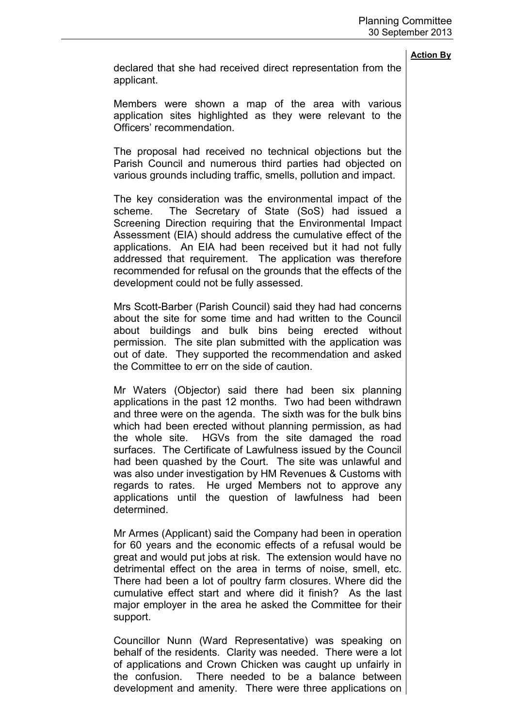**Action By**

declared that she had received direct representation from the applicant.

Members were shown a map of the area with various application sites highlighted as they were relevant to the Officers' recommendation.

The proposal had received no technical objections but the Parish Council and numerous third parties had objected on various grounds including traffic, smells, pollution and impact.

The key consideration was the environmental impact of the scheme. The Secretary of State (SoS) had issued a Screening Direction requiring that the Environmental Impact Assessment (EIA) should address the cumulative effect of the applications. An EIA had been received but it had not fully addressed that requirement. The application was therefore recommended for refusal on the grounds that the effects of the development could not be fully assessed.

Mrs Scott-Barber (Parish Council) said they had had concerns about the site for some time and had written to the Council about buildings and bulk bins being erected without permission. The site plan submitted with the application was out of date. They supported the recommendation and asked the Committee to err on the side of caution.

Mr Waters (Objector) said there had been six planning applications in the past 12 months. Two had been withdrawn and three were on the agenda. The sixth was for the bulk bins which had been erected without planning permission, as had the whole site. HGVs from the site damaged the road surfaces. The Certificate of Lawfulness issued by the Council had been quashed by the Court. The site was unlawful and was also under investigation by HM Revenues & Customs with regards to rates. He urged Members not to approve any applications until the question of lawfulness had been determined.

Mr Armes (Applicant) said the Company had been in operation for 60 years and the economic effects of a refusal would be great and would put jobs at risk. The extension would have no detrimental effect on the area in terms of noise, smell, etc. There had been a lot of poultry farm closures. Where did the cumulative effect start and where did it finish? As the last major employer in the area he asked the Committee for their support.

Councillor Nunn (Ward Representative) was speaking on behalf of the residents. Clarity was needed. There were a lot of applications and Crown Chicken was caught up unfairly in the confusion. There needed to be a balance between development and amenity. There were three applications on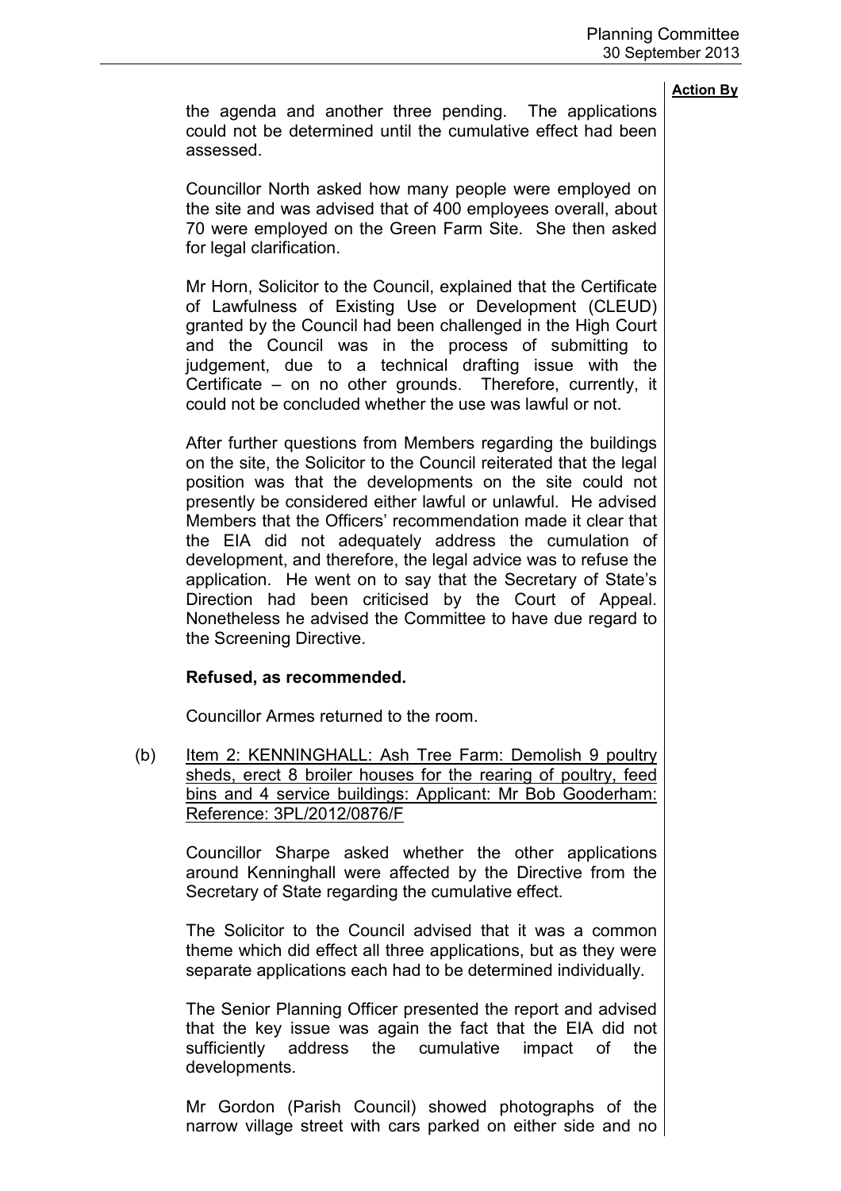**Action By**

the agenda and another three pending. The applications could not be determined until the cumulative effect had been assessed.

Councillor North asked how many people were employed on the site and was advised that of 400 employees overall, about 70 were employed on the Green Farm Site. She then asked for legal clarification.

Mr Horn, Solicitor to the Council, explained that the Certificate of Lawfulness of Existing Use or Development (CLEUD) granted by the Council had been challenged in the High Court and the Council was in the process of submitting to judgement, due to a technical drafting issue with the Certificate – on no other grounds. Therefore, currently, it could not be concluded whether the use was lawful or not.

After further questions from Members regarding the buildings on the site, the Solicitor to the Council reiterated that the legal position was that the developments on the site could not presently be considered either lawful or unlawful. He advised Members that the Officers' recommendation made it clear that the EIA did not adequately address the cumulation of development, and therefore, the legal advice was to refuse the application. He went on to say that the Secretary of State's Direction had been criticised by the Court of Appeal. Nonetheless he advised the Committee to have due regard to the Screening Directive.

**Refused, as recommended.**

Councillor Armes returned to the room.

(b) Item 2: KENNINGHALL: Ash Tree Farm: Demolish 9 poultry sheds, erect 8 broiler houses for the rearing of poultry, feed bins and 4 service buildings: Applicant: Mr Bob Gooderham: Reference: 3PL/2012/0876/F

Councillor Sharpe asked whether the other applications around Kenninghall were affected by the Directive from the Secretary of State regarding the cumulative effect.

The Solicitor to the Council advised that it was a common theme which did effect all three applications, but as they were separate applications each had to be determined individually.

The Senior Planning Officer presented the report and advised that the key issue was again the fact that the EIA did not sufficiently address the cumulative impact of the developments.

Mr Gordon (Parish Council) showed photographs of the narrow village street with cars parked on either side and no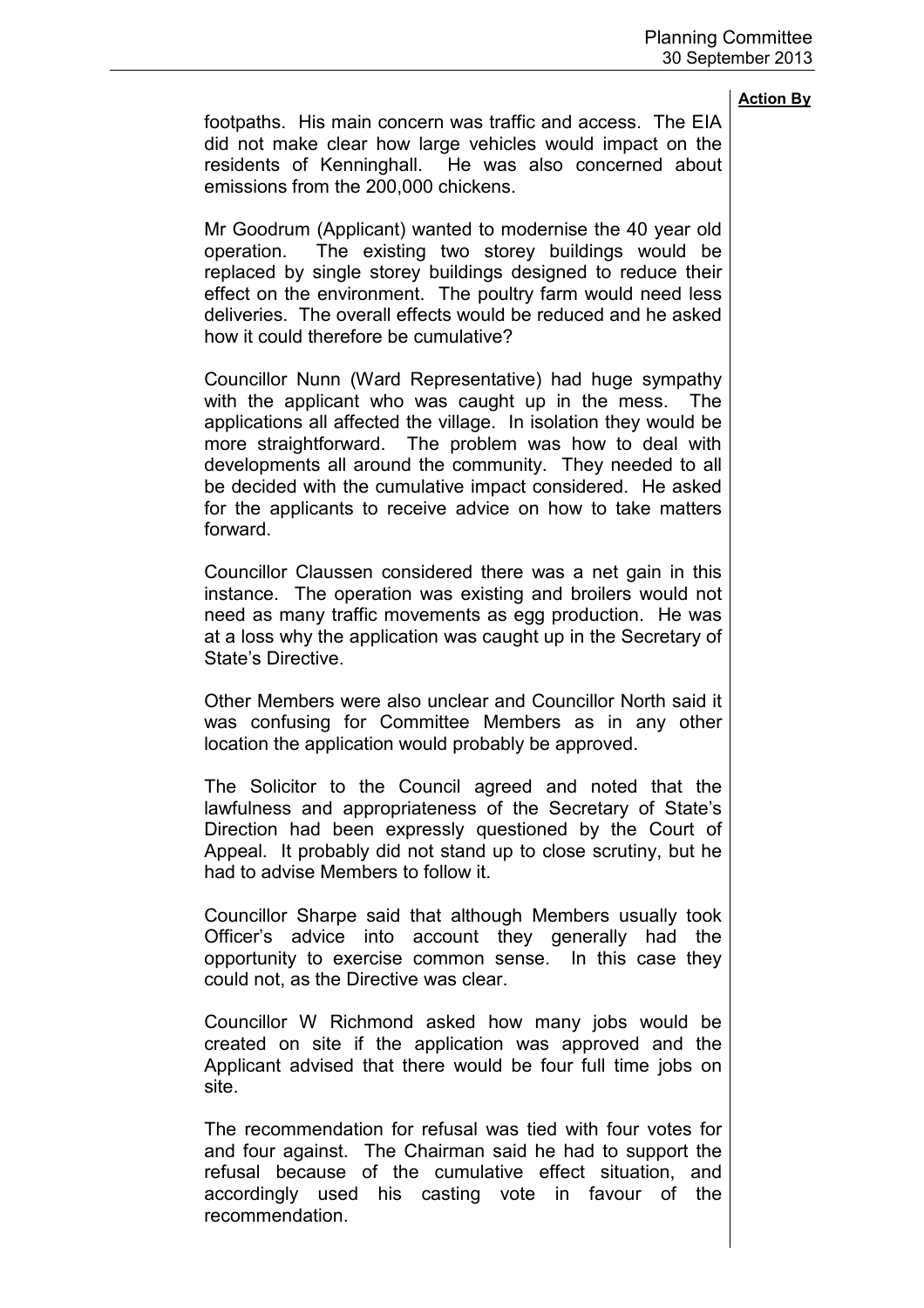**Action By**

footpaths. His main concern was traffic and access. The EIA did not make clear how large vehicles would impact on the residents of Kenninghall. He was also concerned about emissions from the 200,000 chickens.

Mr Goodrum (Applicant) wanted to modernise the 40 year old operation. The existing two storey buildings would be replaced by single storey buildings designed to reduce their effect on the environment. The poultry farm would need less deliveries. The overall effects would be reduced and he asked how it could therefore be cumulative?

Councillor Nunn (Ward Representative) had huge sympathy with the applicant who was caught up in the mess. The applications all affected the village. In isolation they would be more straightforward. The problem was how to deal with developments all around the community. They needed to all be decided with the cumulative impact considered. He asked for the applicants to receive advice on how to take matters forward.

Councillor Claussen considered there was a net gain in this instance. The operation was existing and broilers would not need as many traffic movements as egg production. He was at a loss why the application was caught up in the Secretary of State's Directive.

Other Members were also unclear and Councillor North said it was confusing for Committee Members as in any other location the application would probably be approved.

The Solicitor to the Council agreed and noted that the lawfulness and appropriateness of the Secretary of State's Direction had been expressly questioned by the Court of Appeal. It probably did not stand up to close scrutiny, but he had to advise Members to follow it.

Councillor Sharpe said that although Members usually took Officer's advice into account they generally had the opportunity to exercise common sense. In this case they could not, as the Directive was clear.

Councillor W Richmond asked how many jobs would be created on site if the application was approved and the Applicant advised that there would be four full time jobs on site.

The recommendation for refusal was tied with four votes for and four against. The Chairman said he had to support the refusal because of the cumulative effect situation, and accordingly used his casting vote in favour of the recommendation.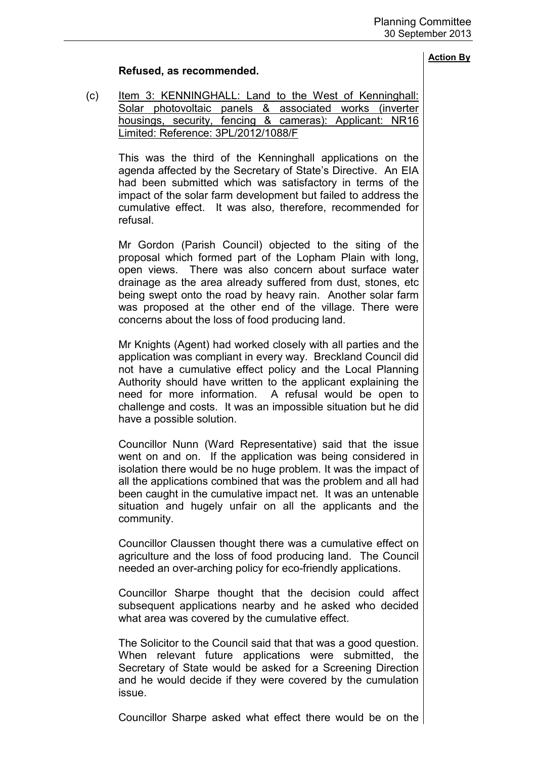**Action By**

**Refused, as recommended.**

(c) Item 3: KENNINGHALL: Land to the West of Kenninghall: Solar photovoltaic panels & associated works (inverter housings, security, fencing & cameras): Applicant: NR16 Limited: Reference: 3PL/2012/1088/F

This was the third of the Kenninghall applications on the agenda affected by the Secretary of State's Directive. An EIA had been submitted which was satisfactory in terms of the impact of the solar farm development but failed to address the cumulative effect. It was also, therefore, recommended for refusal.

Mr Gordon (Parish Council) objected to the siting of the proposal which formed part of the Lopham Plain with long, open views. There was also concern about surface water drainage as the area already suffered from dust, stones, etc being swept onto the road by heavy rain. Another solar farm was proposed at the other end of the village. There were concerns about the loss of food producing land.

Mr Knights (Agent) had worked closely with all parties and the application was compliant in every way. Breckland Council did not have a cumulative effect policy and the Local Planning Authority should have written to the applicant explaining the need for more information. A refusal would be open to challenge and costs. It was an impossible situation but he did have a possible solution.

Councillor Nunn (Ward Representative) said that the issue went on and on. If the application was being considered in isolation there would be no huge problem. It was the impact of all the applications combined that was the problem and all had been caught in the cumulative impact net. It was an untenable situation and hugely unfair on all the applicants and the community.

Councillor Claussen thought there was a cumulative effect on agriculture and the loss of food producing land. The Council needed an over-arching policy for eco-friendly applications.

Councillor Sharpe thought that the decision could affect subsequent applications nearby and he asked who decided what area was covered by the cumulative effect.

The Solicitor to the Council said that that was a good question. When relevant future applications were submitted, the Secretary of State would be asked for a Screening Direction and he would decide if they were covered by the cumulation issue.

Councillor Sharpe asked what effect there would be on the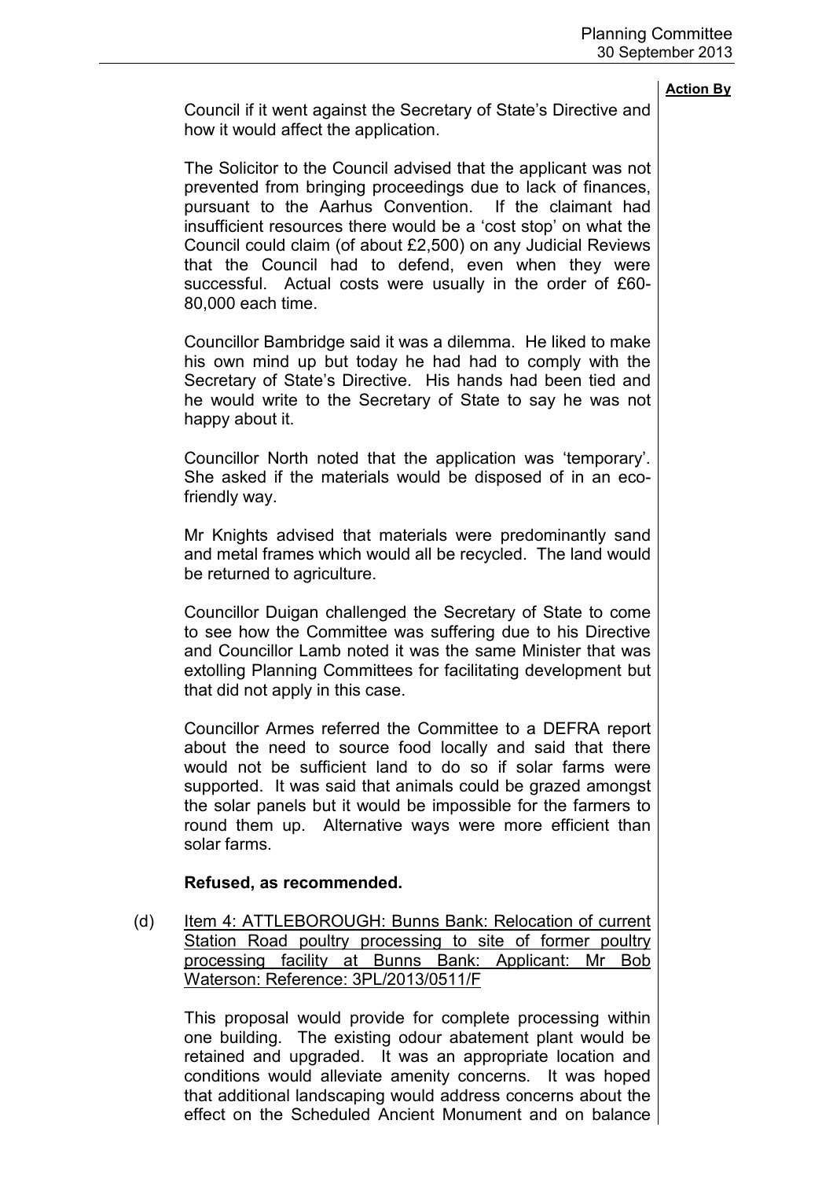**Action By**

Council if it went against the Secretary of State's Directive and how it would affect the application.

The Solicitor to the Council advised that the applicant was not prevented from bringing proceedings due to lack of finances, pursuant to the Aarhus Convention. If the claimant had insufficient resources there would be a 'cost stop' on what the Council could claim (of about £2,500) on any Judicial Reviews that the Council had to defend, even when they were successful. Actual costs were usually in the order of £60-80,000 each time.

Councillor Bambridge said it was a dilemma. He liked to make his own mind up but today he had had to comply with the Secretary of State's Directive. His hands had been tied and he would write to the Secretary of State to say he was not happy about it.

Councillor North noted that the application was 'temporary'. She asked if the materials would be disposed of in an eco-friendly way.

Mr Knights advised that materials were predominantly sand and metal frames which would all be recycled. The land would be returned to agriculture.

Councillor Duigan challenged the Secretary of State to come to see how the Committee was suffering due to his Directive and Councillor Lamb noted it was the same Minister that was extolling Planning Committees for facilitating development but that did not apply in this case.

Councillor Armes referred the Committee to a DEFRA report about the need to source food locally and said that there would not be sufficient land to do so if solar farms were supported. It was said that animals could be grazed amongst the solar panels but it would be impossible for the farmers to round them up. Alternative ways were more efficient than solar farms.

**Refused, as recommended.**

(d) Item 4: ATTLEBOROUGH: Bunns Bank: Relocation of current Station Road poultry processing to site of former poultry processing facility at Bunns Bank: Applicant: Mr Bob Waterson: Reference: 3PL/2013/0511/F

This proposal would provide for complete processing within one building. The existing odour abatement plant would be retained and upgraded. It was an appropriate location and conditions would alleviate amenity concerns. It was hoped that additional landscaping would address concerns about the effect on the Scheduled Ancient Monument and on balance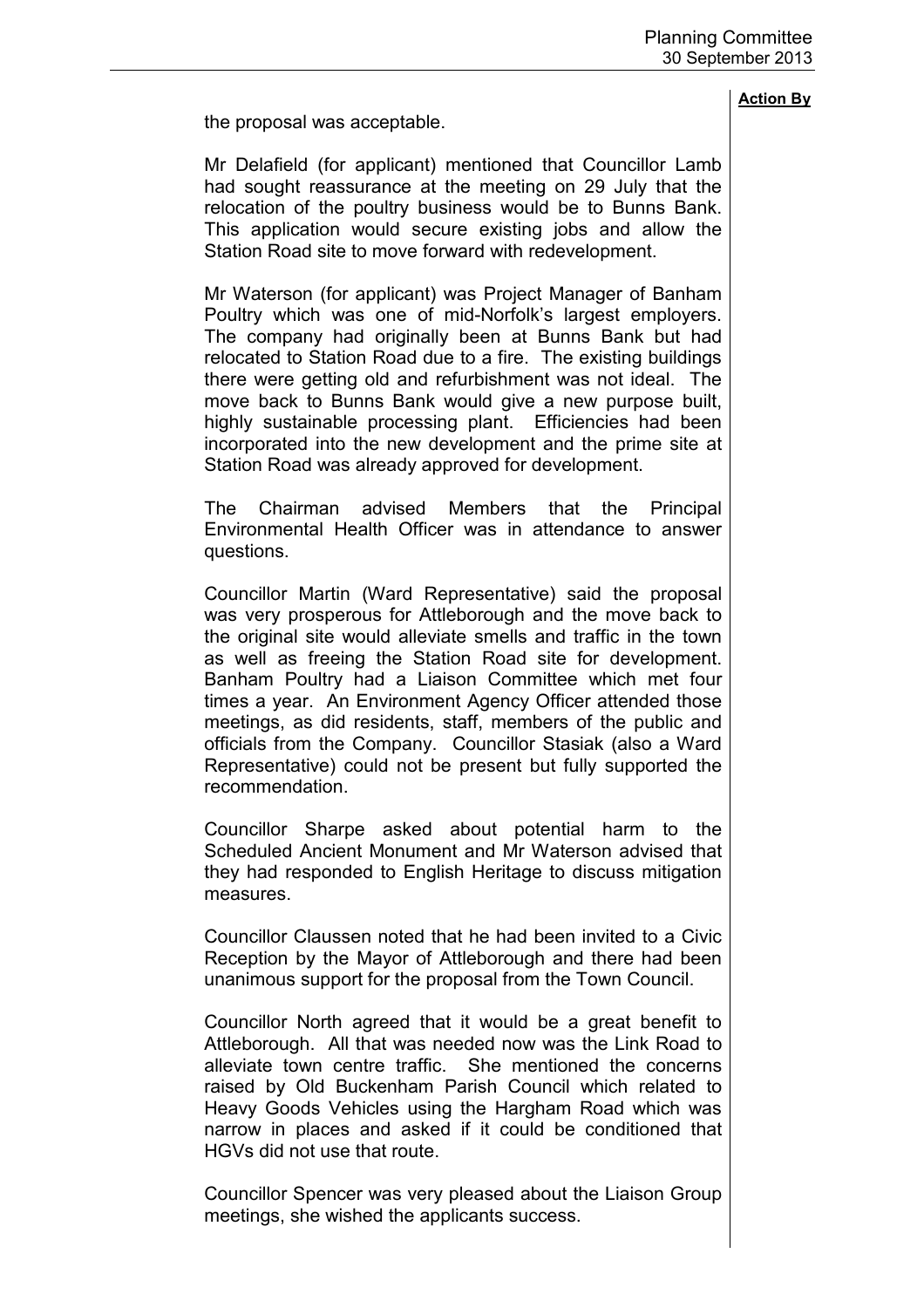**Action By**

the proposal was acceptable.

Mr Delafield (for applicant) mentioned that Councillor Lamb had sought reassurance at the meeting on 29 July that the relocation of the poultry business would be to Bunns Bank. This application would secure existing jobs and allow the Station Road site to move forward with redevelopment.

Mr Waterson (for applicant) was Project Manager of Banham Poultry which was one of mid-Norfolk's largest employers. The company had originally been at Bunns Bank but had relocated to Station Road due to a fire. The existing buildings there were getting old and refurbishment was not ideal. The move back to Bunns Bank would give a new purpose built, highly sustainable processing plant. Efficiencies had been incorporated into the new development and the prime site at Station Road was already approved for development.

The Chairman advised Members that the Principal Environmental Health Officer was in attendance to answer questions.

Councillor Martin (Ward Representative) said the proposal was very prosperous for Attleborough and the move back to the original site would alleviate smells and traffic in the town as well as freeing the Station Road site for development. Banham Poultry had a Liaison Committee which met four times a year. An Environment Agency Officer attended those meetings, as did residents, staff, members of the public and officials from the Company. Councillor Stasiak (also a Ward Representative) could not be present but fully supported the recommendation.

Councillor Sharpe asked about potential harm to the Scheduled Ancient Monument and Mr Waterson advised that they had responded to English Heritage to discuss mitigation measures.

Councillor Claussen noted that he had been invited to a Civic Reception by the Mayor of Attleborough and there had been unanimous support for the proposal from the Town Council.

Councillor North agreed that it would be a great benefit to Attleborough. All that was needed now was the Link Road to alleviate town centre traffic. She mentioned the concerns raised by Old Buckenham Parish Council which related to Heavy Goods Vehicles using the Hargham Road which was narrow in places and asked if it could be conditioned that HGVs did not use that route.

Councillor Spencer was very pleased about the Liaison Group meetings, she wished the applicants success.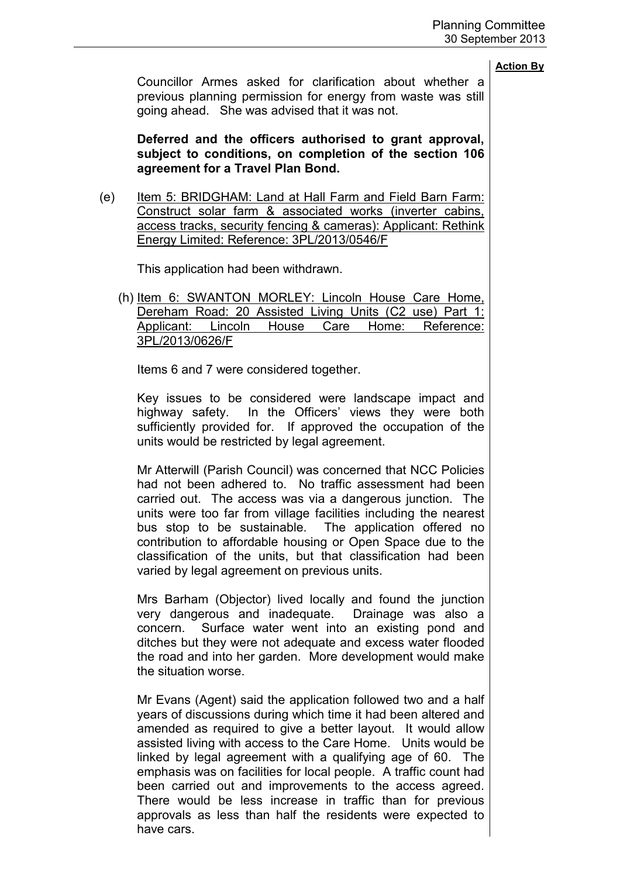**Action By**

Councillor Armes asked for clarification about whether a previous planning permission for energy from waste was still going ahead. She was advised that it was not.

**Deferred and the officers authorised to grant approval, subject to conditions, on completion of the section 106 agreement for a Travel Plan Bond.**

(e) Item 5: BRIDGHAM: Land at Hall Farm and Field Barn Farm: Construct solar farm & associated works (inverter cabins, access tracks, security fencing & cameras): Applicant: Rethink Energy Limited: Reference: 3PL/2013/0546/F

This application had been withdrawn.

(h) Item 6: SWANTON MORLEY: Lincoln House Care Home, Dereham Road: 20 Assisted Living Units (C2 use) Part 1: Applicant: Lincoln House Care Home: Reference: 3PL/2013/0626/F

Items 6 and 7 were considered together.

Key issues to be considered were landscape impact and highway safety. In the Officers' views they were both sufficiently provided for. If approved the occupation of the units would be restricted by legal agreement.

Mr Atterwill (Parish Council) was concerned that NCC Policies had not been adhered to. No traffic assessment had been carried out. The access was via a dangerous junction. The units were too far from village facilities including the nearest bus stop to be sustainable. The application offered no contribution to affordable housing or Open Space due to the classification of the units, but that classification had been varied by legal agreement on previous units.

Mrs Barham (Objector) lived locally and found the junction very dangerous and inadequate. Drainage was also a concern. Surface water went into an existing pond and ditches but they were not adequate and excess water flooded the road and into her garden. More development would make the situation worse.

Mr Evans (Agent) said the application followed two and a half years of discussions during which time it had been altered and amended as required to give a better layout. It would allow assisted living with access to the Care Home. Units would be linked by legal agreement with a qualifying age of 60. The emphasis was on facilities for local people. A traffic count had been carried out and improvements to the access agreed. There would be less increase in traffic than for previous approvals as less than half the residents were expected to have cars.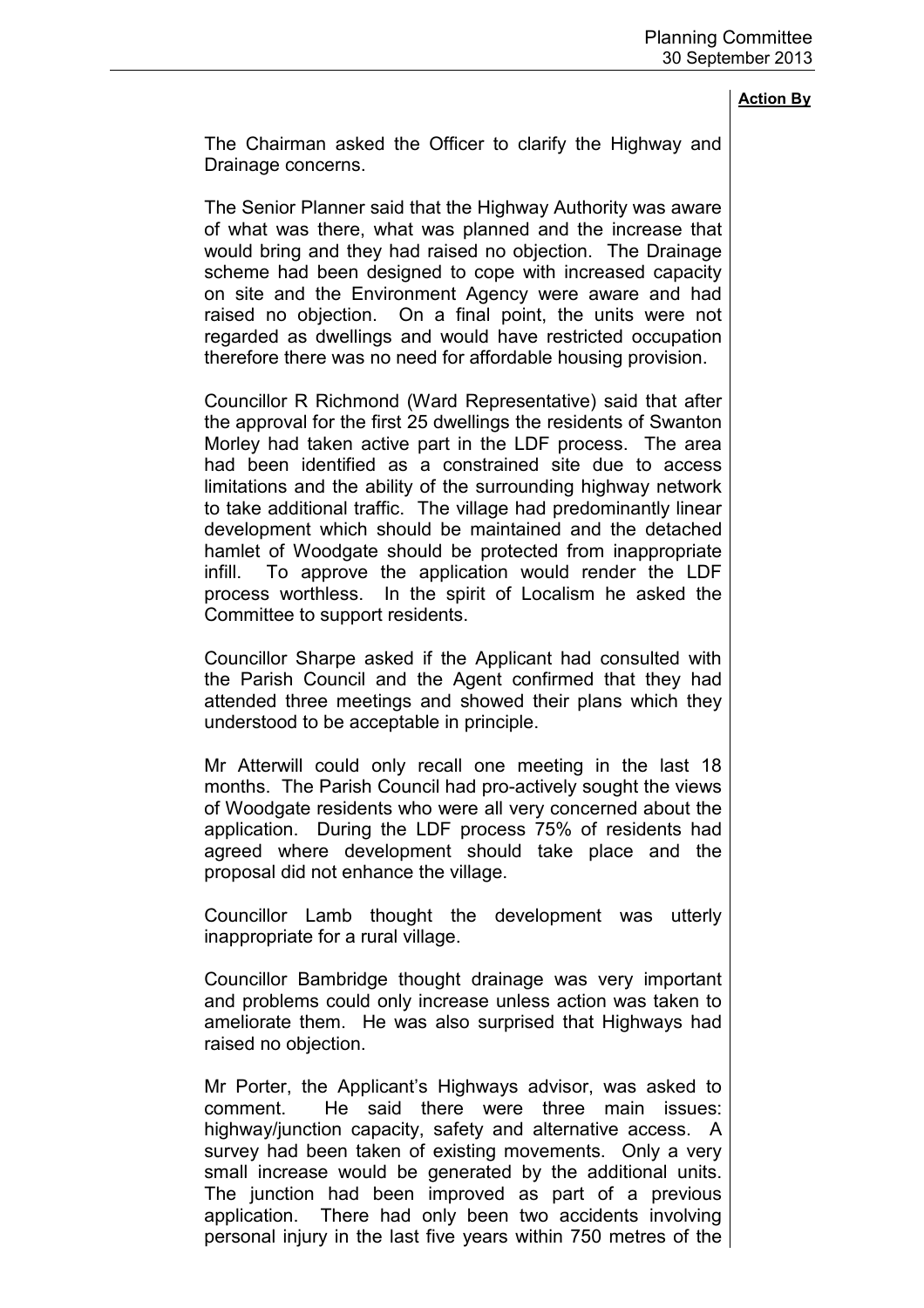**Action By**

The Chairman asked the Officer to clarify the Highway and Drainage concerns.

The Senior Planner said that the Highway Authority was aware of what was there, what was planned and the increase that would bring and they had raised no objection. The Drainage scheme had been designed to cope with increased capacity on site and the Environment Agency were aware and had raised no objection. On a final point, the units were not regarded as dwellings and would have restricted occupation therefore there was no need for affordable housing provision.

Councillor R Richmond (Ward Representative) said that after the approval for the first 25 dwellings the residents of Swanton Morley had taken active part in the LDF process. The area had been identified as a constrained site due to access limitations and the ability of the surrounding highway network to take additional traffic. The village had predominantly linear development which should be maintained and the detached hamlet of Woodgate should be protected from inappropriate infill. To approve the application would render the LDF process worthless. In the spirit of Localism he asked the Committee to support residents.

Councillor Sharpe asked if the Applicant had consulted with the Parish Council and the Agent confirmed that they had attended three meetings and showed their plans which they understood to be acceptable in principle.

Mr Atterwill could only recall one meeting in the last 18 months. The Parish Council had pro-actively sought the views of Woodgate residents who were all very concerned about the application. During the LDF process 75% of residents had agreed where development should take place and the proposal did not enhance the village.

Councillor Lamb thought the development was utterly inappropriate for a rural village.

Councillor Bambridge thought drainage was very important and problems could only increase unless action was taken to ameliorate them. He was also surprised that Highways had raised no objection.

Mr Porter, the Applicant's Highways advisor, was asked to comment. He said there were three main issues: highway/junction capacity, safety and alternative access. A survey had been taken of existing movements. Only a very small increase would be generated by the additional units. The junction had been improved as part of a previous application. There had only been two accidents involving personal injury in the last five years within 750 metres of the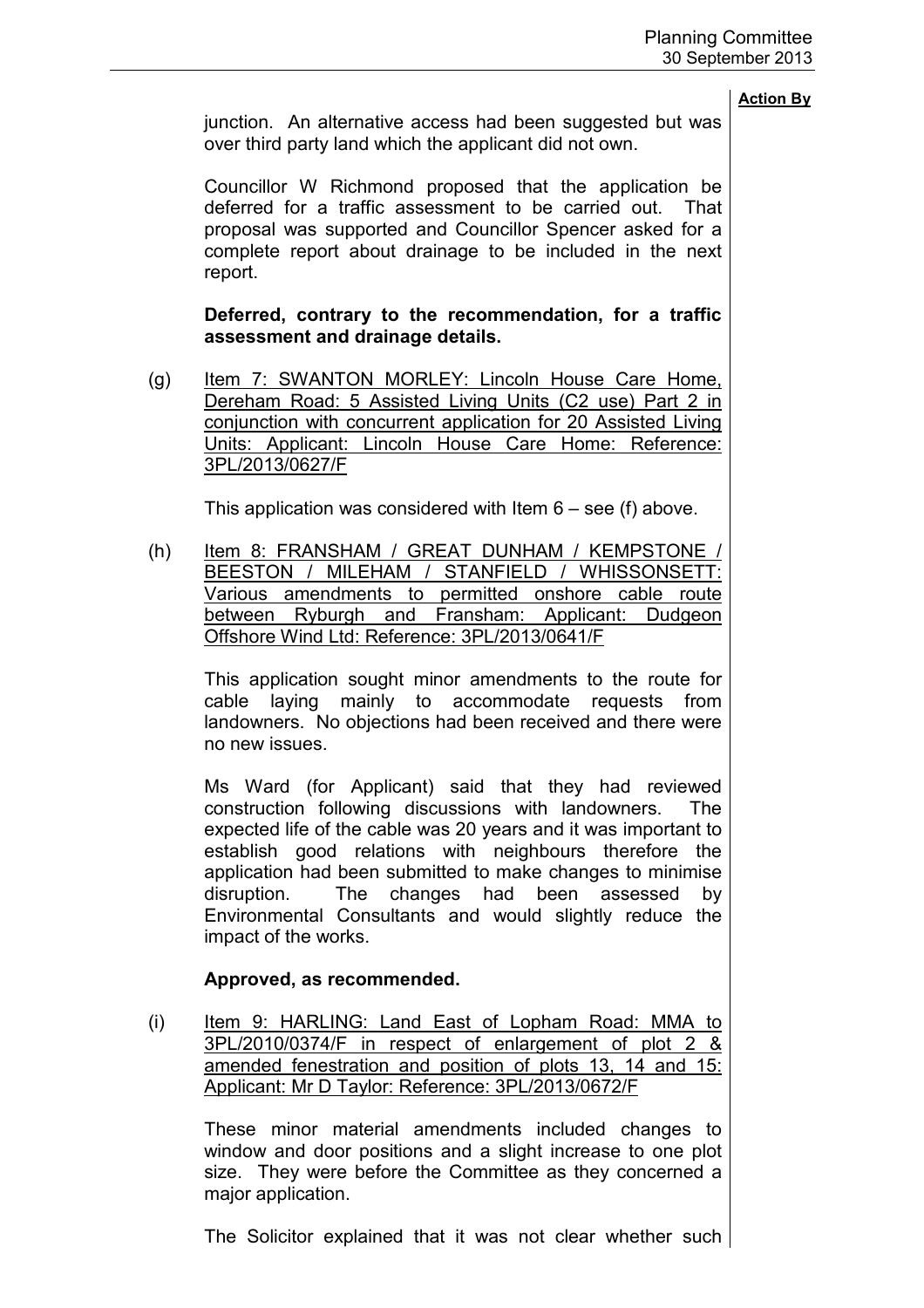**Action By**

junction. An alternative access had been suggested but was over third party land which the applicant did not own.

Councillor W Richmond proposed that the application be deferred for a traffic assessment to be carried out. That proposal was supported and Councillor Spencer asked for a complete report about drainage to be included in the next report.

**Deferred, contrary to the recommendation, for a traffic assessment and drainage details.**

(g) Item 7: SWANTON MORLEY: Lincoln House Care Home, Dereham Road: 5 Assisted Living Units (C2 use) Part 2 in conjunction with concurrent application for 20 Assisted Living Units: Applicant: Lincoln House Care Home: Reference: 3PL/2013/0627/F

This application was considered with Item 6 – see (f) above.

(h) Item 8: FRANSHAM / GREAT DUNHAM / KEMPSTONE / BEESTON / MILEHAM / STANFIELD / WHISSONSETT: Various amendments to permitted onshore cable route between Ryburgh and Fransham: Applicant: Dudgeon Offshore Wind Ltd: Reference: 3PL/2013/0641/F

This application sought minor amendments to the route for cable laying mainly to accommodate requests from landowners. No objections had been received and there were no new issues.

Ms Ward (for Applicant) said that they had reviewed construction following discussions with landowners. The expected life of the cable was 20 years and it was important to establish good relations with neighbours therefore the application had been submitted to make changes to minimise disruption. The changes had been assessed by Environmental Consultants and would slightly reduce the impact of the works.

**Approved, as recommended.**

(i) Item 9: HARLING: Land East of Lopham Road: MMA to 3PL/2010/0374/F in respect of enlargement of plot 2 & amended fenestration and position of plots 13, 14 and 15: Applicant: Mr D Taylor: Reference: 3PL/2013/0672/F

These minor material amendments included changes to window and door positions and a slight increase to one plot size. They were before the Committee as they concerned a major application.

The Solicitor explained that it was not clear whether such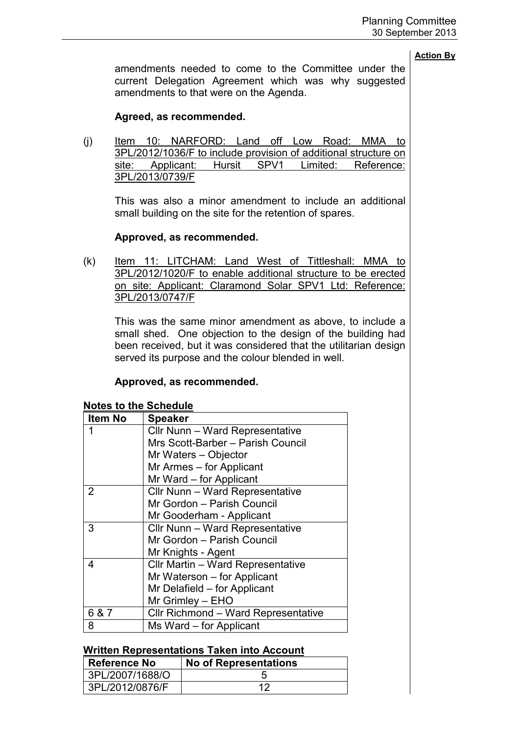amendments needed to come to the Committee under the current Delegation Agreement which was why suggested amendments to that were on the Agenda.

**Agreed, as recommended.**

(j) Item 10: NARFORD: Land off Low Road: MMA to 3PL/2012/1036/F to include provision of additional structure on site: Applicant: Hursit SPV1 Limited: Reference: 3PL/2013/0739/F

This was also a minor amendment to include an additional small building on the site for the retention of spares.

**Approved, as recommended.**

(k) Item 11: LITCHAM: Land West of Tittleshall: MMA to 3PL/2012/1020/F to enable additional structure to be erected on site: Applicant: Claramond Solar SPV1 Ltd: Reference: 3PL/2013/0747/F

This was the same minor amendment as above, to include a small shed. One objection to the design of the building had been received, but it was considered that the utilitarian design served its purpose and the colour blended in well.

**Approved, as recommended.**

**Notes to the Schedule**

| Item No | Speaker |
|---|---|
| 1 | Cllr Nunn – Ward Representative<br>Mrs Scott-Barber – Parish Council<br>Mr Waters – Objector<br>Mr Armes – for Applicant<br>Mr Ward – for Applicant |
| 2 | Cllr Nunn – Ward Representative<br>Mr Gordon – Parish Council<br>Mr Gooderham - Applicant |
| 3 | Cllr Nunn – Ward Representative<br>Mr Gordon – Parish Council<br>Mr Knights - Agent |
| 4 | Cllr Martin – Ward Representative<br>Mr Waterson – for Applicant<br>Mr Delafield – for Applicant<br>Mr Grimley – EHO |
| 6 & 7 | Cllr Richmond – Ward Representative |
| 8 | Ms Ward – for Applicant |

**Written Representations Taken into Account**

| Reference No | No of Representations |
|---|---|
| 3PL/2007/1688/O | 5 |
| 3PL/2012/0876/F | 12 |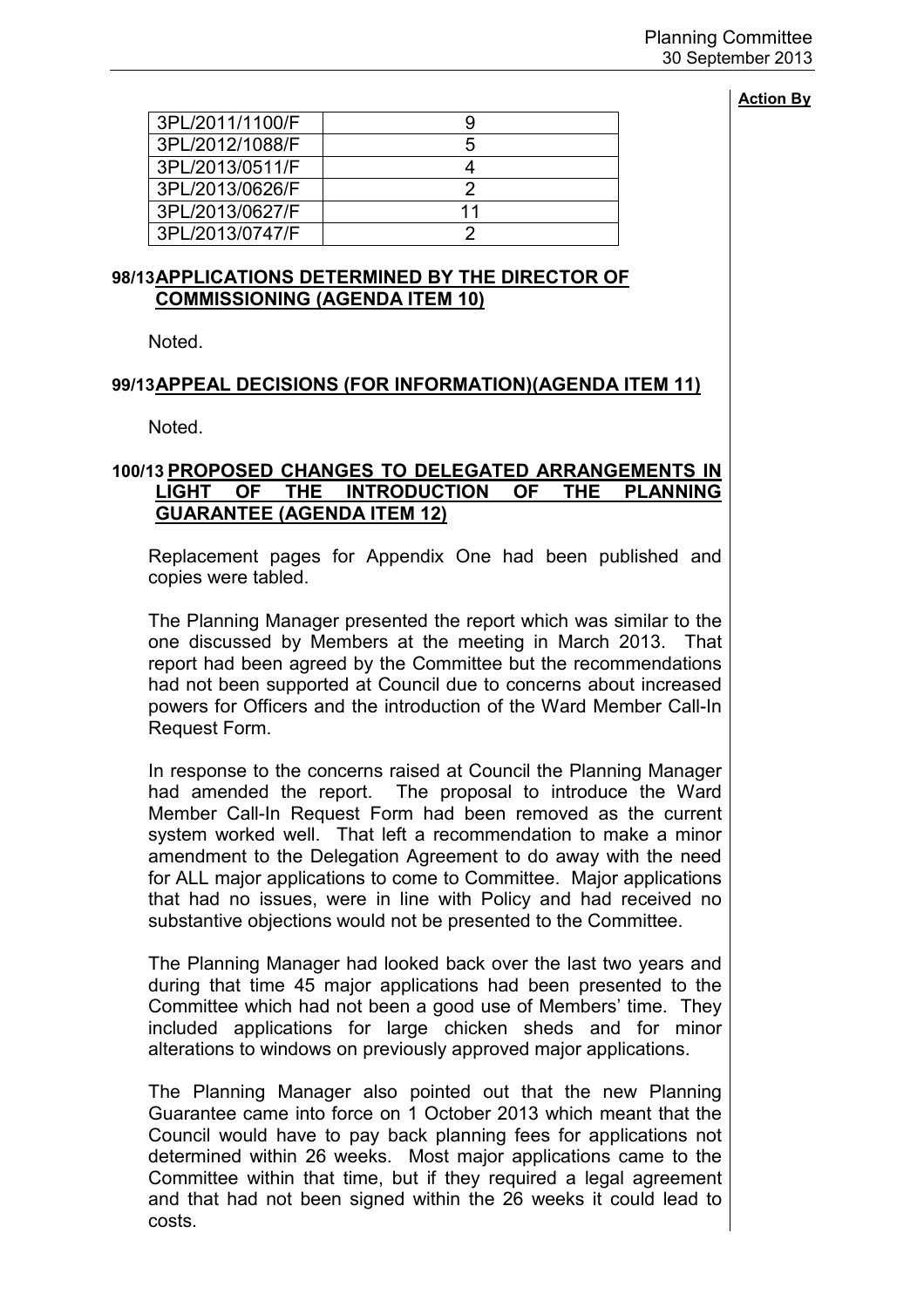**Action By**

| 3PL/2011/1100/F | 9 |
|---|---|
| 3PL/2012/1088/F | 5 |
| 3PL/2013/0511/F | 4 |
| 3PL/2013/0626/F | 2 |
| 3PL/2013/0627/F | 11 |
| 3PL/2013/0747/F | 2 |

**98/13 APPLICATIONS DETERMINED BY THE DIRECTOR OF COMMISSIONING (AGENDA ITEM 10)**

Noted.

**99/13 APPEAL DECISIONS (FOR INFORMATION)(AGENDA ITEM 11)**

Noted.

**100/13 PROPOSED CHANGES TO DELEGATED ARRANGEMENTS IN LIGHT OF THE INTRODUCTION OF THE PLANNING GUARANTEE (AGENDA ITEM 12)**

Replacement pages for Appendix One had been published and copies were tabled.

The Planning Manager presented the report which was similar to the one discussed by Members at the meeting in March 2013. That report had been agreed by the Committee but the recommendations had not been supported at Council due to concerns about increased powers for Officers and the introduction of the Ward Member Call-In Request Form.

In response to the concerns raised at Council the Planning Manager had amended the report. The proposal to introduce the Ward Member Call-In Request Form had been removed as the current system worked well. That left a recommendation to make a minor amendment to the Delegation Agreement to do away with the need for ALL major applications to come to Committee. Major applications that had no issues, were in line with Policy and had received no substantive objections would not be presented to the Committee.

The Planning Manager had looked back over the last two years and during that time 45 major applications had been presented to the Committee which had not been a good use of Members' time. They included applications for large chicken sheds and for minor alterations to windows on previously approved major applications.

The Planning Manager also pointed out that the new Planning Guarantee came into force on 1 October 2013 which meant that the Council would have to pay back planning fees for applications not determined within 26 weeks. Most major applications came to the Committee within that time, but if they required a legal agreement and that had not been signed within the 26 weeks it could lead to costs.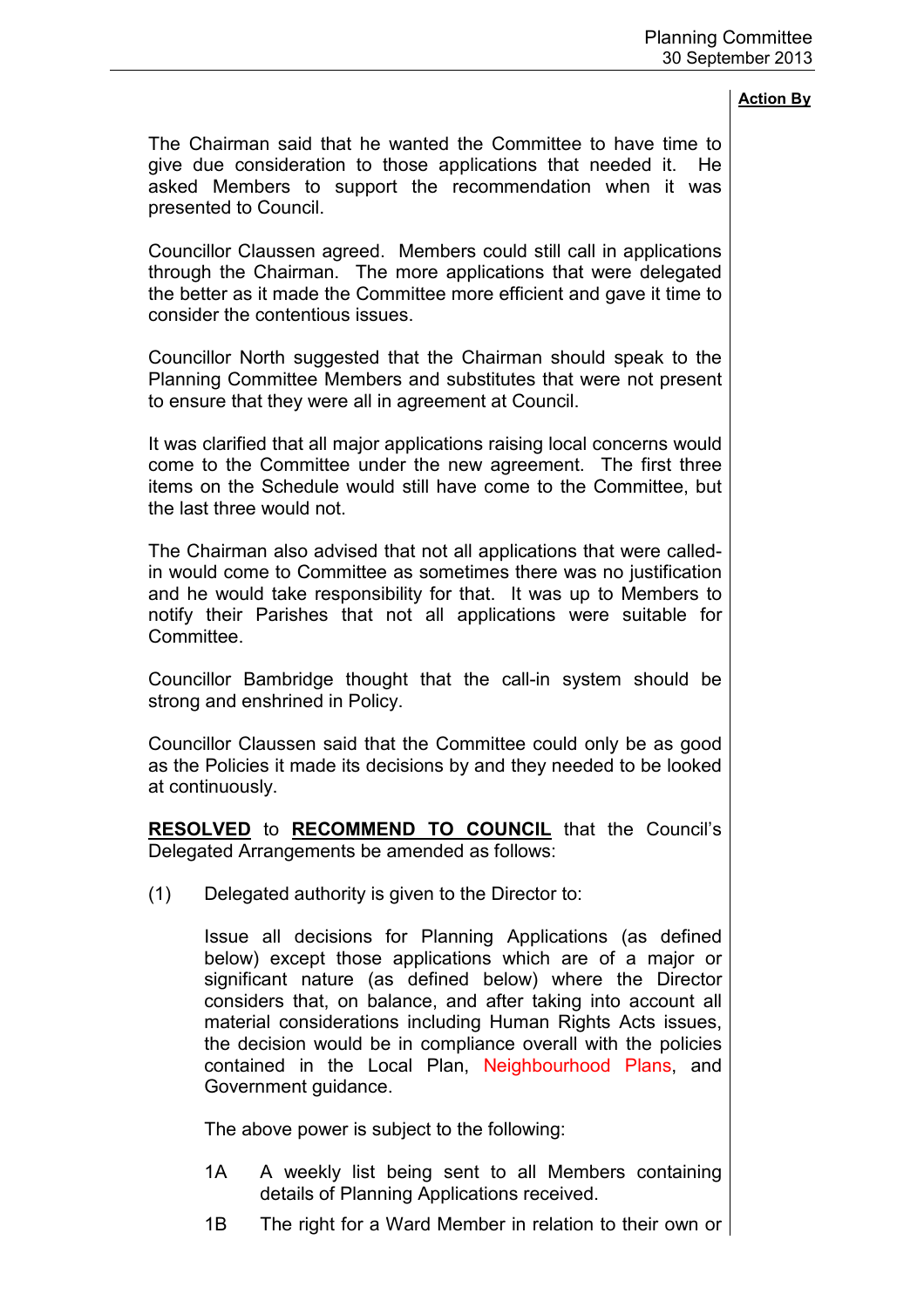**Action By**

The Chairman said that he wanted the Committee to have time to give due consideration to those applications that needed it. He asked Members to support the recommendation when it was presented to Council.

Councillor Claussen agreed. Members could still call in applications through the Chairman. The more applications that were delegated the better as it made the Committee more efficient and gave it time to consider the contentious issues.

Councillor North suggested that the Chairman should speak to the Planning Committee Members and substitutes that were not present to ensure that they were all in agreement at Council.

It was clarified that all major applications raising local concerns would come to the Committee under the new agreement. The first three items on the Schedule would still have come to the Committee, but the last three would not.

The Chairman also advised that not all applications that were called-in would come to Committee as sometimes there was no justification and he would take responsibility for that. It was up to Members to notify their Parishes that not all applications were suitable for Committee.

Councillor Bambridge thought that the call-in system should be strong and enshrined in Policy.

Councillor Claussen said that the Committee could only be as good as the Policies it made its decisions by and they needed to be looked at continuously.

**RESOLVED** to **RECOMMEND TO COUNCIL** that the Council's Delegated Arrangements be amended as follows:

(1) Delegated authority is given to the Director to:

Issue all decisions for Planning Applications (as defined below) except those applications which are of a major or significant nature (as defined below) where the Director considers that, on balance, and after taking into account all material considerations including Human Rights Acts issues, the decision would be in compliance overall with the policies contained in the Local Plan, Neighbourhood Plans, and Government guidance.

The above power is subject to the following:

1A A weekly list being sent to all Members containing details of Planning Applications received.

1B The right for a Ward Member in relation to their own or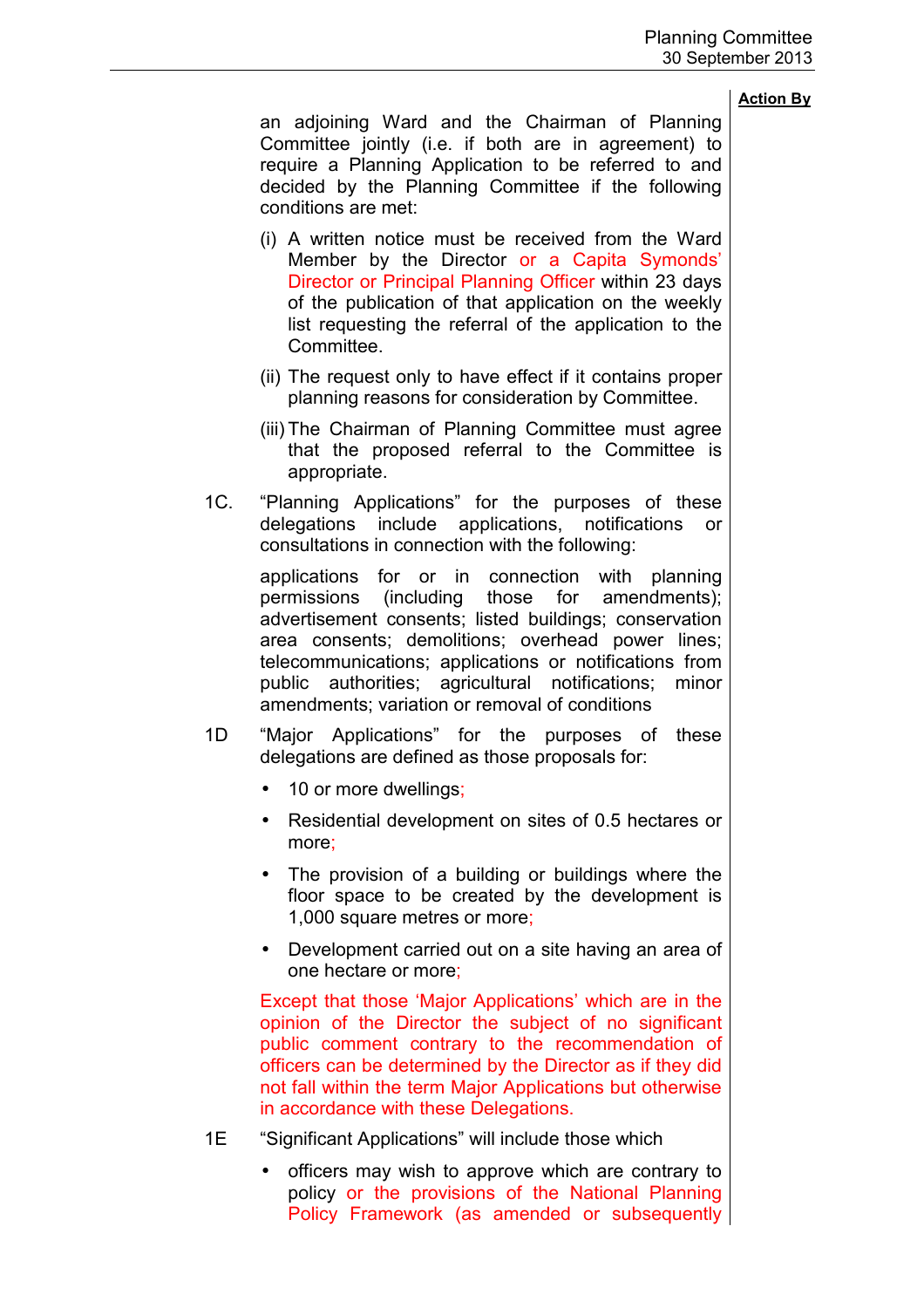**Action By**

an adjoining Ward and the Chairman of Planning Committee jointly (i.e. if both are in agreement) to require a Planning Application to be referred to and decided by the Planning Committee if the following conditions are met:

(i) A written notice must be received from the Ward Member by the Director or a Capita Symonds' Director or Principal Planning Officer within 23 days of the publication of that application on the weekly list requesting the referral of the application to the Committee.

(ii) The request only to have effect if it contains proper planning reasons for consideration by Committee.

(iii) The Chairman of Planning Committee must agree that the proposed referral to the Committee is appropriate.

1C. "Planning Applications" for the purposes of these delegations include applications, notifications or consultations in connection with the following:

applications for or in connection with planning permissions (including those for amendments); advertisement consents; listed buildings; conservation area consents; demolitions; overhead power lines; telecommunications; applications or notifications from public authorities; agricultural notifications; minor amendments; variation or removal of conditions

1D "Major Applications" for the purposes of these delegations are defined as those proposals for:

- 10 or more dwellings;
- Residential development on sites of 0.5 hectares or more;
- The provision of a building or buildings where the floor space to be created by the development is 1,000 square metres or more;
- Development carried out on a site having an area of one hectare or more;

Except that those 'Major Applications' which are in the opinion of the Director the subject of no significant public comment contrary to the recommendation of officers can be determined by the Director as if they did not fall within the term Major Applications but otherwise in accordance with these Delegations.

1E "Significant Applications" will include those which

- officers may wish to approve which are contrary to policy or the provisions of the National Planning Policy Framework (as amended or subsequently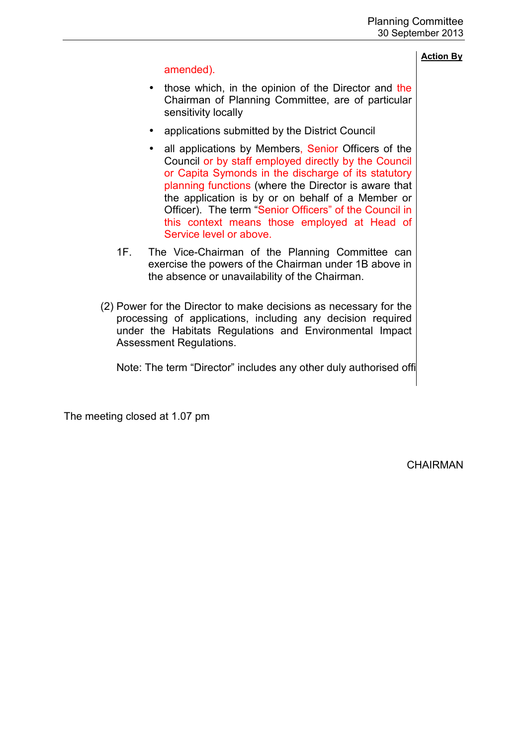Action By

amended).

- those which, in the opinion of the Director and the Chairman of Planning Committee, are of particular sensitivity locally
- applications submitted by the District Council
- all applications by Members, Senior Officers of the Council or by staff employed directly by the Council or Capita Symonds in the discharge of its statutory planning functions (where the Director is aware that the application is by or on behalf of a Member or Officer). The term “Senior Officers” of the Council in this context means those employed at Head of Service level or above.

1F. The Vice-Chairman of the Planning Committee can exercise the powers of the Chairman under 1B above in the absence or unavailability of the Chairman.

(2) Power for the Director to make decisions as necessary for the processing of applications, including any decision required under the Habitats Regulations and Environmental Impact Assessment Regulations.

Note: The term “Director” includes any other duly authorised offi

The meeting closed at 1.07 pm

CHAIRMAN